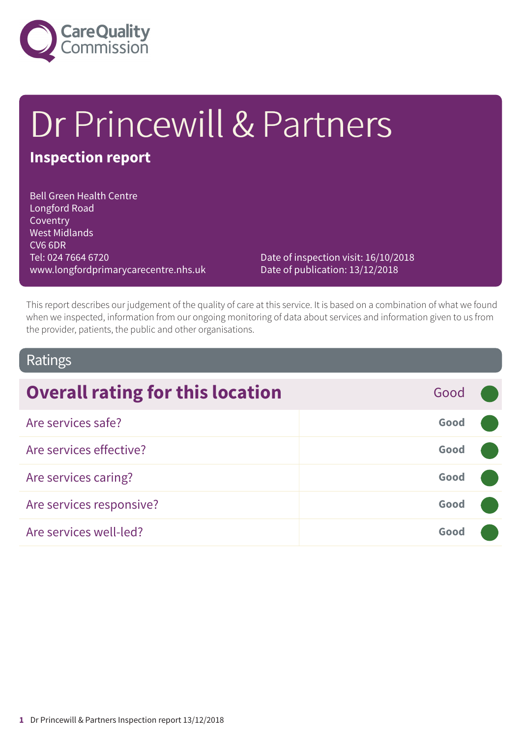# Dr Princewill & Partners

## Inspection report

Bell Green Health Centre
Longford Road
Coventry
West Midlands
CV6 6DR
Tel: 024 7664 6720
www.longfordprimarycarecentre.nhs.uk

Date of inspection visit: 16/10/2018
Date of publication: 13/12/2018

This report describes our judgement of the quality of care at this service. It is based on a combination of what we found when we inspected, information from our ongoing monitoring of data about services and information given to us from the provider, patients, the public and other organisations.

## Ratings

| Overall rating for this location | Good |
|---|---|
| Are services safe? | Good |
| Are services effective? | Good |
| Are services caring? | Good |
| Are services responsive? | Good |
| Are services well-led? | Good |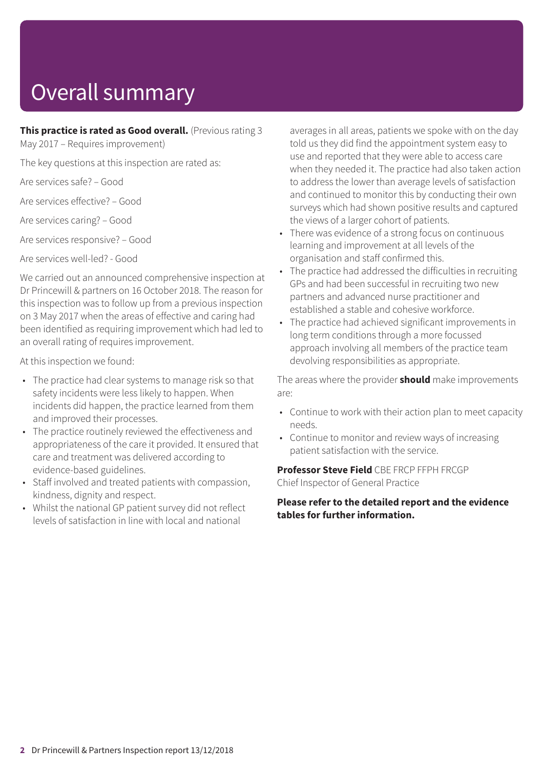# Overall summary

**This practice is rated as Good overall.** (Previous rating 3 May 2017 – Requires improvement)

The key questions at this inspection are rated as:

Are services safe? – Good

Are services effective? – Good

Are services caring? – Good

Are services responsive? – Good

Are services well-led? - Good

We carried out an announced comprehensive inspection at Dr Princewill & partners on 16 October 2018. The reason for this inspection was to follow up from a previous inspection on 3 May 2017 when the areas of effective and caring had been identified as requiring improvement which had led to an overall rating of requires improvement.

At this inspection we found:

- The practice had clear systems to manage risk so that safety incidents were less likely to happen. When incidents did happen, the practice learned from them and improved their processes.
- The practice routinely reviewed the effectiveness and appropriateness of the care it provided. It ensured that care and treatment was delivered according to evidence-based guidelines.
- Staff involved and treated patients with compassion, kindness, dignity and respect.
- Whilst the national GP patient survey did not reflect levels of satisfaction in line with local and national averages in all areas, patients we spoke with on the day told us they did find the appointment system easy to use and reported that they were able to access care when they needed it. The practice had also taken action to address the lower than average levels of satisfaction and continued to monitor this by conducting their own surveys which had shown positive results and captured the views of a larger cohort of patients.
- There was evidence of a strong focus on continuous learning and improvement at all levels of the organisation and staff confirmed this.
- The practice had addressed the difficulties in recruiting GPs and had been successful in recruiting two new partners and advanced nurse practitioner and established a stable and cohesive workforce.
- The practice had achieved significant improvements in long term conditions through a more focussed approach involving all members of the practice team devolving responsibilities as appropriate.

The areas where the provider **should** make improvements are:

- Continue to work with their action plan to meet capacity needs.
- Continue to monitor and review ways of increasing patient satisfaction with the service.

**Professor Steve Field** CBE FRCP FFPH FRCGP
Chief Inspector of General Practice

**Please refer to the detailed report and the evidence tables for further information.**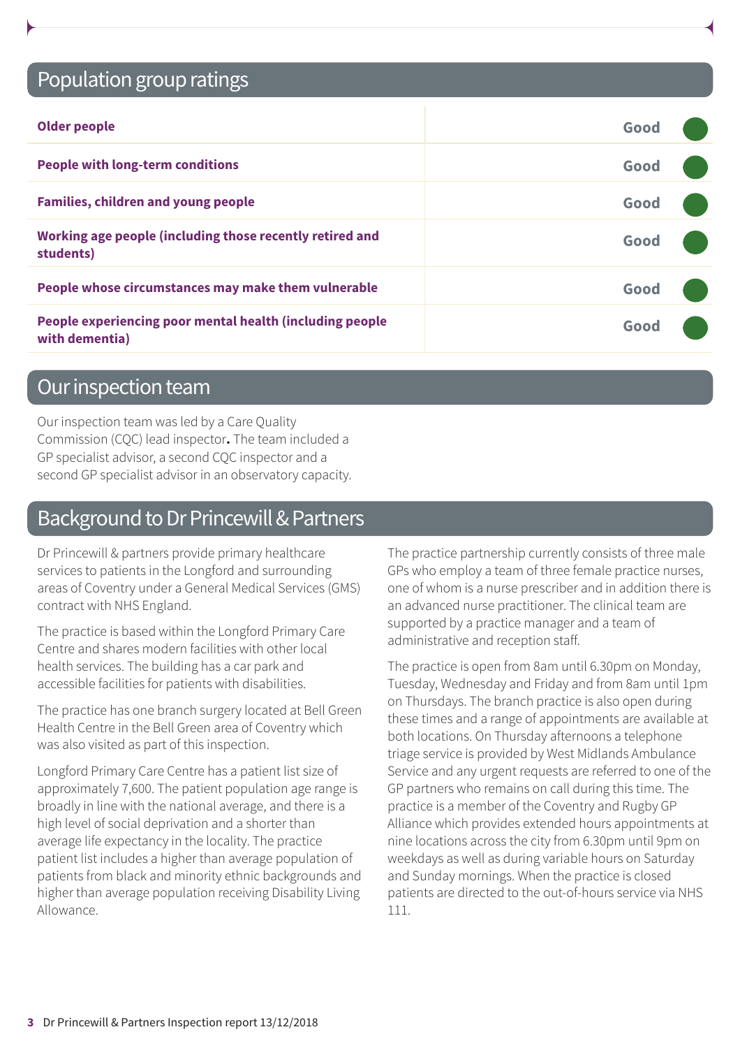## Population group ratings

| | |
|---|---|
| **Older people** | Good |
| **People with long-term conditions** | Good |
| **Families, children and young people** | Good |
| **Working age people (including those recently retired and students)** | Good |
| **People whose circumstances may make them vulnerable** | Good |
| **People experiencing poor mental health (including people with dementia)** | Good |

## Our inspection team

Our inspection team was led by a Care Quality Commission (CQC) lead inspector**.** The team included a GP specialist advisor, a second CQC inspector and a second GP specialist advisor in an observatory capacity.

## Background to Dr Princewill & Partners

Dr Princewill & partners provide primary healthcare services to patients in the Longford and surrounding areas of Coventry under a General Medical Services (GMS) contract with NHS England.

The practice is based within the Longford Primary Care Centre and shares modern facilities with other local health services. The building has a car park and accessible facilities for patients with disabilities.

The practice has one branch surgery located at Bell Green Health Centre in the Bell Green area of Coventry which was also visited as part of this inspection.

Longford Primary Care Centre has a patient list size of approximately 7,600. The patient population age range is broadly in line with the national average, and there is a high level of social deprivation and a shorter than average life expectancy in the locality. The practice patient list includes a higher than average population of patients from black and minority ethnic backgrounds and higher than average population receiving Disability Living Allowance.

The practice partnership currently consists of three male GPs who employ a team of three female practice nurses, one of whom is a nurse prescriber and in addition there is an advanced nurse practitioner. The clinical team are supported by a practice manager and a team of administrative and reception staff.

The practice is open from 8am until 6.30pm on Monday, Tuesday, Wednesday and Friday and from 8am until 1pm on Thursdays. The branch practice is also open during these times and a range of appointments are available at both locations. On Thursday afternoons a telephone triage service is provided by West Midlands Ambulance Service and any urgent requests are referred to one of the GP partners who remains on call during this time. The practice is a member of the Coventry and Rugby GP Alliance which provides extended hours appointments at nine locations across the city from 6.30pm until 9pm on weekdays as well as during variable hours on Saturday and Sunday mornings. When the practice is closed patients are directed to the out-of-hours service via NHS 111.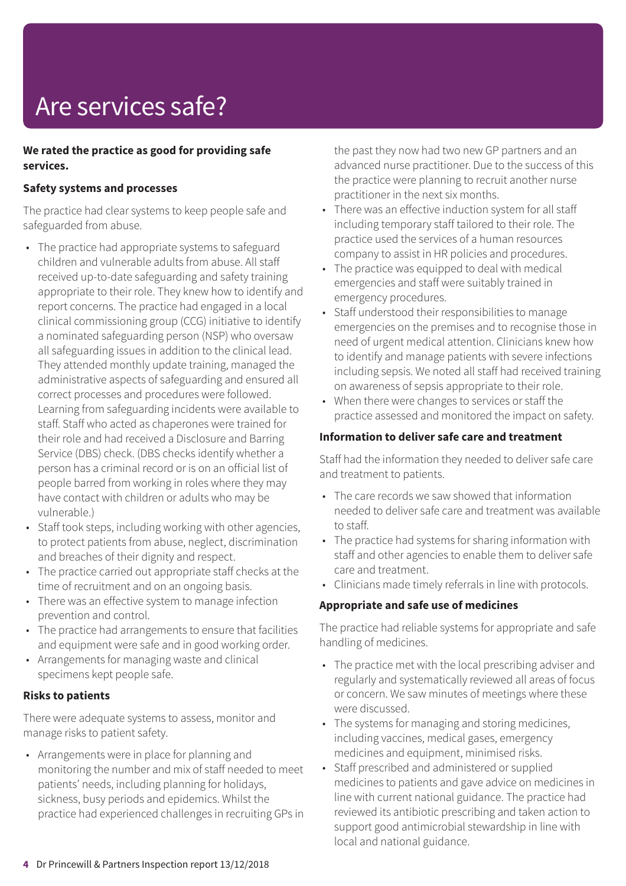# Are services safe?

**We rated the practice as good for providing safe services.**

**Safety systems and processes**

The practice had clear systems to keep people safe and safeguarded from abuse.

- The practice had appropriate systems to safeguard children and vulnerable adults from abuse. All staff received up-to-date safeguarding and safety training appropriate to their role. They knew how to identify and report concerns. The practice had engaged in a local clinical commissioning group (CCG) initiative to identify a nominated safeguarding person (NSP) who oversaw all safeguarding issues in addition to the clinical lead. They attended monthly update training, managed the administrative aspects of safeguarding and ensured all correct processes and procedures were followed. Learning from safeguarding incidents were available to staff. Staff who acted as chaperones were trained for their role and had received a Disclosure and Barring Service (DBS) check. (DBS checks identify whether a person has a criminal record or is on an official list of people barred from working in roles where they may have contact with children or adults who may be vulnerable.)
- Staff took steps, including working with other agencies, to protect patients from abuse, neglect, discrimination and breaches of their dignity and respect.
- The practice carried out appropriate staff checks at the time of recruitment and on an ongoing basis.
- There was an effective system to manage infection prevention and control.
- The practice had arrangements to ensure that facilities and equipment were safe and in good working order.
- Arrangements for managing waste and clinical specimens kept people safe.

**Risks to patients**

There were adequate systems to assess, monitor and manage risks to patient safety.

- Arrangements were in place for planning and monitoring the number and mix of staff needed to meet patients' needs, including planning for holidays, sickness, busy periods and epidemics. Whilst the practice had experienced challenges in recruiting GPs in the past they now had two new GP partners and an advanced nurse practitioner. Due to the success of this the practice were planning to recruit another nurse practitioner in the next six months.
- There was an effective induction system for all staff including temporary staff tailored to their role. The practice used the services of a human resources company to assist in HR policies and procedures.
- The practice was equipped to deal with medical emergencies and staff were suitably trained in emergency procedures.
- Staff understood their responsibilities to manage emergencies on the premises and to recognise those in need of urgent medical attention. Clinicians knew how to identify and manage patients with severe infections including sepsis. We noted all staff had received training on awareness of sepsis appropriate to their role.
- When there were changes to services or staff the practice assessed and monitored the impact on safety.

**Information to deliver safe care and treatment**

Staff had the information they needed to deliver safe care and treatment to patients.

- The care records we saw showed that information needed to deliver safe care and treatment was available to staff.
- The practice had systems for sharing information with staff and other agencies to enable them to deliver safe care and treatment.
- Clinicians made timely referrals in line with protocols.

**Appropriate and safe use of medicines**

The practice had reliable systems for appropriate and safe handling of medicines.

- The practice met with the local prescribing adviser and regularly and systematically reviewed all areas of focus or concern. We saw minutes of meetings where these were discussed.
- The systems for managing and storing medicines, including vaccines, medical gases, emergency medicines and equipment, minimised risks.
- Staff prescribed and administered or supplied medicines to patients and gave advice on medicines in line with current national guidance. The practice had reviewed its antibiotic prescribing and taken action to support good antimicrobial stewardship in line with local and national guidance.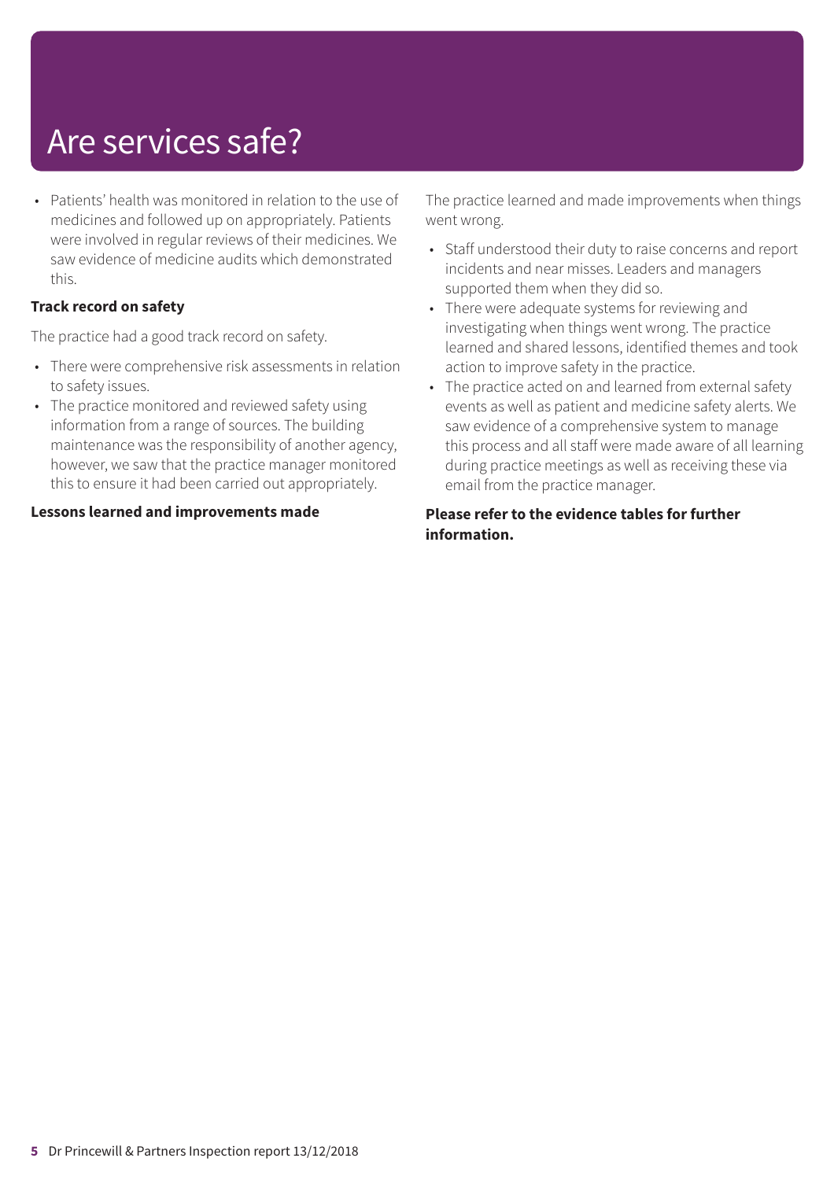# Are services safe?

- Patients' health was monitored in relation to the use of medicines and followed up on appropriately. Patients were involved in regular reviews of their medicines. We saw evidence of medicine audits which demonstrated this.

**Track record on safety**

The practice had a good track record on safety.

- There were comprehensive risk assessments in relation to safety issues.
- The practice monitored and reviewed safety using information from a range of sources. The building maintenance was the responsibility of another agency, however, we saw that the practice manager monitored this to ensure it had been carried out appropriately.

**Lessons learned and improvements made**

The practice learned and made improvements when things went wrong.

- Staff understood their duty to raise concerns and report incidents and near misses. Leaders and managers supported them when they did so.
- There were adequate systems for reviewing and investigating when things went wrong. The practice learned and shared lessons, identified themes and took action to improve safety in the practice.
- The practice acted on and learned from external safety events as well as patient and medicine safety alerts. We saw evidence of a comprehensive system to manage this process and all staff were made aware of all learning during practice meetings as well as receiving these via email from the practice manager.

**Please refer to the evidence tables for further information.**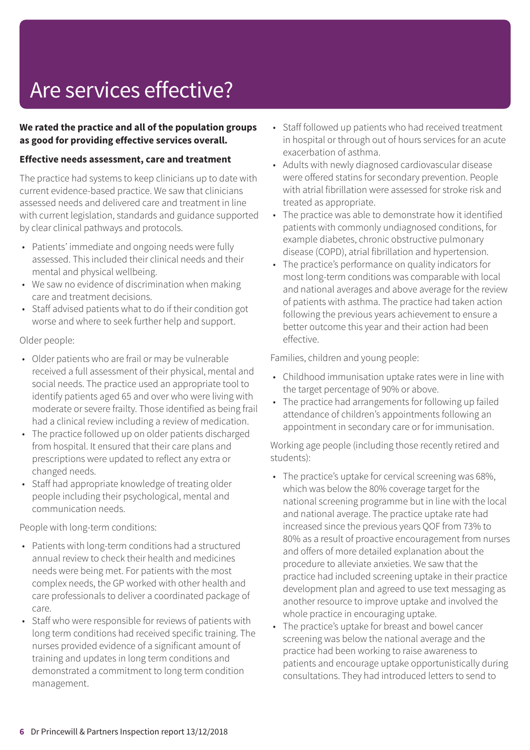# Are services effective?

**We rated the practice and all of the population groups as good for providing effective services overall.**

**Effective needs assessment, care and treatment**

The practice had systems to keep clinicians up to date with current evidence-based practice. We saw that clinicians assessed needs and delivered care and treatment in line with current legislation, standards and guidance supported by clear clinical pathways and protocols.

- Patients' immediate and ongoing needs were fully assessed. This included their clinical needs and their mental and physical wellbeing.
- We saw no evidence of discrimination when making care and treatment decisions.
- Staff advised patients what to do if their condition got worse and where to seek further help and support.

Older people:

- Older patients who are frail or may be vulnerable received a full assessment of their physical, mental and social needs. The practice used an appropriate tool to identify patients aged 65 and over who were living with moderate or severe frailty. Those identified as being frail had a clinical review including a review of medication.
- The practice followed up on older patients discharged from hospital. It ensured that their care plans and prescriptions were updated to reflect any extra or changed needs.
- Staff had appropriate knowledge of treating older people including their psychological, mental and communication needs.

People with long-term conditions:

- Patients with long-term conditions had a structured annual review to check their health and medicines needs were being met. For patients with the most complex needs, the GP worked with other health and care professionals to deliver a coordinated package of care.
- Staff who were responsible for reviews of patients with long term conditions had received specific training. The nurses provided evidence of a significant amount of training and updates in long term conditions and demonstrated a commitment to long term condition management.
- Staff followed up patients who had received treatment in hospital or through out of hours services for an acute exacerbation of asthma.
- Adults with newly diagnosed cardiovascular disease were offered statins for secondary prevention. People with atrial fibrillation were assessed for stroke risk and treated as appropriate.
- The practice was able to demonstrate how it identified patients with commonly undiagnosed conditions, for example diabetes, chronic obstructive pulmonary disease (COPD), atrial fibrillation and hypertension.
- The practice's performance on quality indicators for most long-term conditions was comparable with local and national averages and above average for the review of patients with asthma. The practice had taken action following the previous years achievement to ensure a better outcome this year and their action had been effective.

Families, children and young people:

- Childhood immunisation uptake rates were in line with the target percentage of 90% or above.
- The practice had arrangements for following up failed attendance of children's appointments following an appointment in secondary care or for immunisation.

Working age people (including those recently retired and students):

- The practice's uptake for cervical screening was 68%, which was below the 80% coverage target for the national screening programme but in line with the local and national average. The practice uptake rate had increased since the previous years QOF from 73% to 80% as a result of proactive encouragement from nurses and offers of more detailed explanation about the procedure to alleviate anxieties. We saw that the practice had included screening uptake in their practice development plan and agreed to use text messaging as another resource to improve uptake and involved the whole practice in encouraging uptake.
- The practice's uptake for breast and bowel cancer screening was below the national average and the practice had been working to raise awareness to patients and encourage uptake opportunistically during consultations. They had introduced letters to send to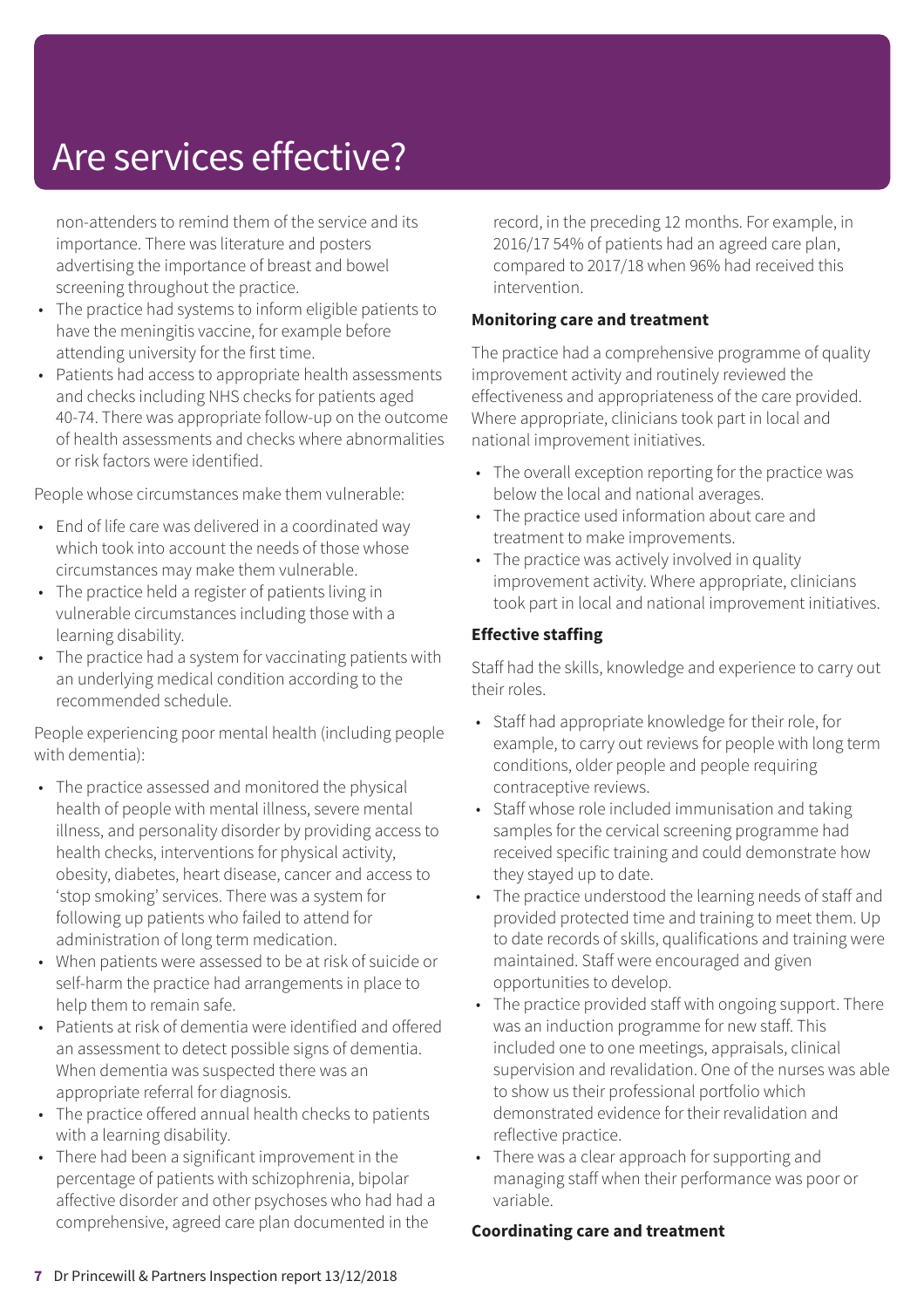# Are services effective?

non-attenders to remind them of the service and its importance. There was literature and posters advertising the importance of breast and bowel screening throughout the practice.

- The practice had systems to inform eligible patients to have the meningitis vaccine, for example before attending university for the first time.
- Patients had access to appropriate health assessments and checks including NHS checks for patients aged 40-74. There was appropriate follow-up on the outcome of health assessments and checks where abnormalities or risk factors were identified.

People whose circumstances make them vulnerable:

- End of life care was delivered in a coordinated way which took into account the needs of those whose circumstances may make them vulnerable.
- The practice held a register of patients living in vulnerable circumstances including those with a learning disability.
- The practice had a system for vaccinating patients with an underlying medical condition according to the recommended schedule.

People experiencing poor mental health (including people with dementia):

- The practice assessed and monitored the physical health of people with mental illness, severe mental illness, and personality disorder by providing access to health checks, interventions for physical activity, obesity, diabetes, heart disease, cancer and access to 'stop smoking' services. There was a system for following up patients who failed to attend for administration of long term medication.
- When patients were assessed to be at risk of suicide or self-harm the practice had arrangements in place to help them to remain safe.
- Patients at risk of dementia were identified and offered an assessment to detect possible signs of dementia. When dementia was suspected there was an appropriate referral for diagnosis.
- The practice offered annual health checks to patients with a learning disability.
- There had been a significant improvement in the percentage of patients with schizophrenia, bipolar affective disorder and other psychoses who had had a comprehensive, agreed care plan documented in the record, in the preceding 12 months. For example, in 2016/17 54% of patients had an agreed care plan, compared to 2017/18 when 96% had received this intervention.

**Monitoring care and treatment**

The practice had a comprehensive programme of quality improvement activity and routinely reviewed the effectiveness and appropriateness of the care provided. Where appropriate, clinicians took part in local and national improvement initiatives.

- The overall exception reporting for the practice was below the local and national averages.
- The practice used information about care and treatment to make improvements.
- The practice was actively involved in quality improvement activity. Where appropriate, clinicians took part in local and national improvement initiatives.

**Effective staffing**

Staff had the skills, knowledge and experience to carry out their roles.

- Staff had appropriate knowledge for their role, for example, to carry out reviews for people with long term conditions, older people and people requiring contraceptive reviews.
- Staff whose role included immunisation and taking samples for the cervical screening programme had received specific training and could demonstrate how they stayed up to date.
- The practice understood the learning needs of staff and provided protected time and training to meet them. Up to date records of skills, qualifications and training were maintained. Staff were encouraged and given opportunities to develop.
- The practice provided staff with ongoing support. There was an induction programme for new staff. This included one to one meetings, appraisals, clinical supervision and revalidation. One of the nurses was able to show us their professional portfolio which demonstrated evidence for their revalidation and reflective practice.
- There was a clear approach for supporting and managing staff when their performance was poor or variable.

**Coordinating care and treatment**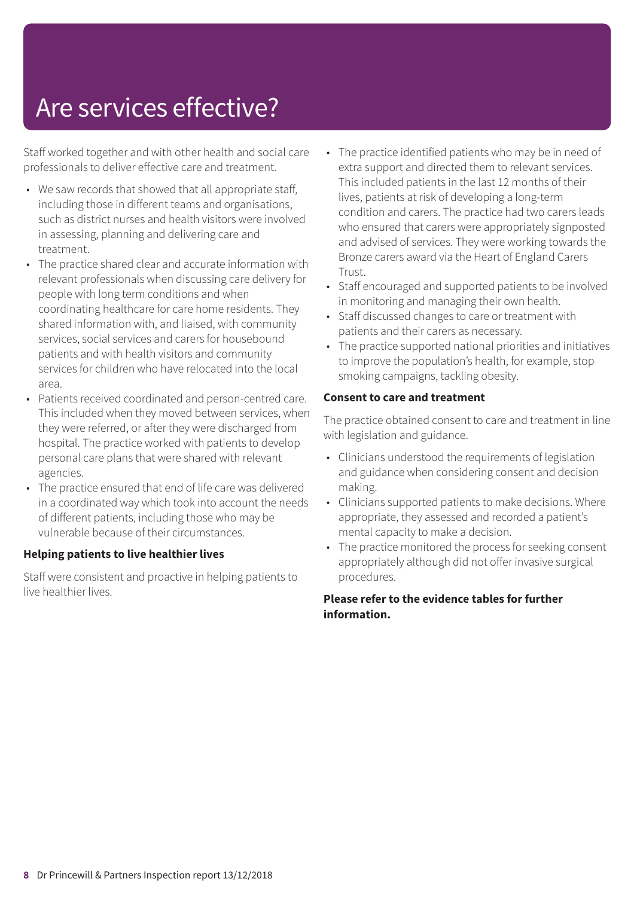# Are services effective?

Staff worked together and with other health and social care professionals to deliver effective care and treatment.

- We saw records that showed that all appropriate staff, including those in different teams and organisations, such as district nurses and health visitors were involved in assessing, planning and delivering care and treatment.
- The practice shared clear and accurate information with relevant professionals when discussing care delivery for people with long term conditions and when coordinating healthcare for care home residents. They shared information with, and liaised, with community services, social services and carers for housebound patients and with health visitors and community services for children who have relocated into the local area.
- Patients received coordinated and person-centred care. This included when they moved between services, when they were referred, or after they were discharged from hospital. The practice worked with patients to develop personal care plans that were shared with relevant agencies.
- The practice ensured that end of life care was delivered in a coordinated way which took into account the needs of different patients, including those who may be vulnerable because of their circumstances.

**Helping patients to live healthier lives**

Staff were consistent and proactive in helping patients to live healthier lives.

- The practice identified patients who may be in need of extra support and directed them to relevant services. This included patients in the last 12 months of their lives, patients at risk of developing a long-term condition and carers. The practice had two carers leads who ensured that carers were appropriately signposted and advised of services. They were working towards the Bronze carers award via the Heart of England Carers Trust.
- Staff encouraged and supported patients to be involved in monitoring and managing their own health.
- Staff discussed changes to care or treatment with patients and their carers as necessary.
- The practice supported national priorities and initiatives to improve the population's health, for example, stop smoking campaigns, tackling obesity.

**Consent to care and treatment**

The practice obtained consent to care and treatment in line with legislation and guidance.

- Clinicians understood the requirements of legislation and guidance when considering consent and decision making.
- Clinicians supported patients to make decisions. Where appropriate, they assessed and recorded a patient's mental capacity to make a decision.
- The practice monitored the process for seeking consent appropriately although did not offer invasive surgical procedures.

**Please refer to the evidence tables for further information.**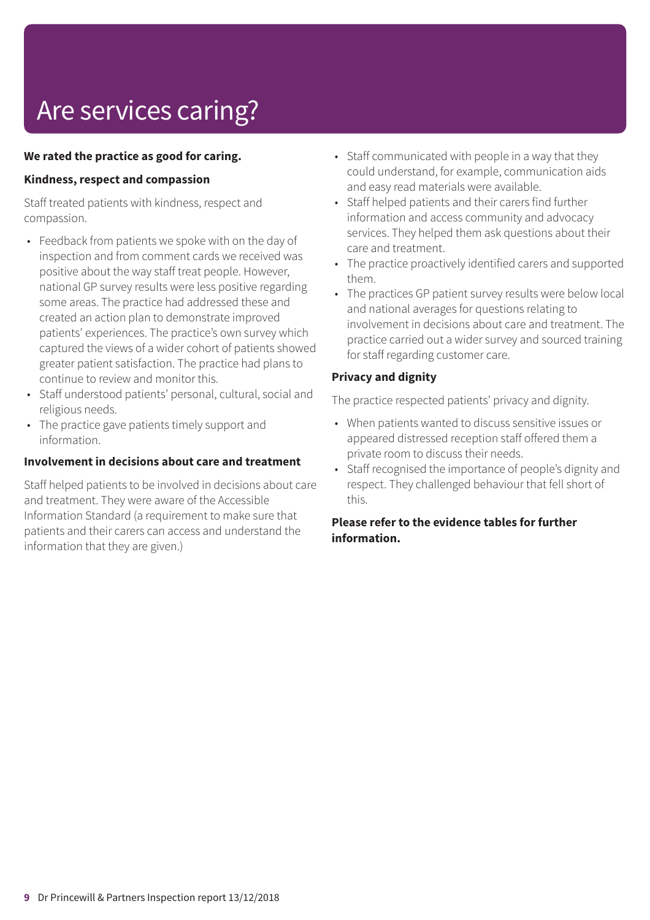# Are services caring?

**We rated the practice as good for caring.**

### Kindness, respect and compassion

Staff treated patients with kindness, respect and compassion.

- Feedback from patients we spoke with on the day of inspection and from comment cards we received was positive about the way staff treat people. However, national GP survey results were less positive regarding some areas. The practice had addressed these and created an action plan to demonstrate improved patients' experiences. The practice's own survey which captured the views of a wider cohort of patients showed greater patient satisfaction. The practice had plans to continue to review and monitor this.
- Staff understood patients' personal, cultural, social and religious needs.
- The practice gave patients timely support and information.

### Involvement in decisions about care and treatment

Staff helped patients to be involved in decisions about care and treatment. They were aware of the Accessible Information Standard (a requirement to make sure that patients and their carers can access and understand the information that they are given.)

- Staff communicated with people in a way that they could understand, for example, communication aids and easy read materials were available.
- Staff helped patients and their carers find further information and access community and advocacy services. They helped them ask questions about their care and treatment.
- The practice proactively identified carers and supported them.
- The practices GP patient survey results were below local and national averages for questions relating to involvement in decisions about care and treatment. The practice carried out a wider survey and sourced training for staff regarding customer care.

### Privacy and dignity

The practice respected patients' privacy and dignity.

- When patients wanted to discuss sensitive issues or appeared distressed reception staff offered them a private room to discuss their needs.
- Staff recognised the importance of people's dignity and respect. They challenged behaviour that fell short of this.

**Please refer to the evidence tables for further information.**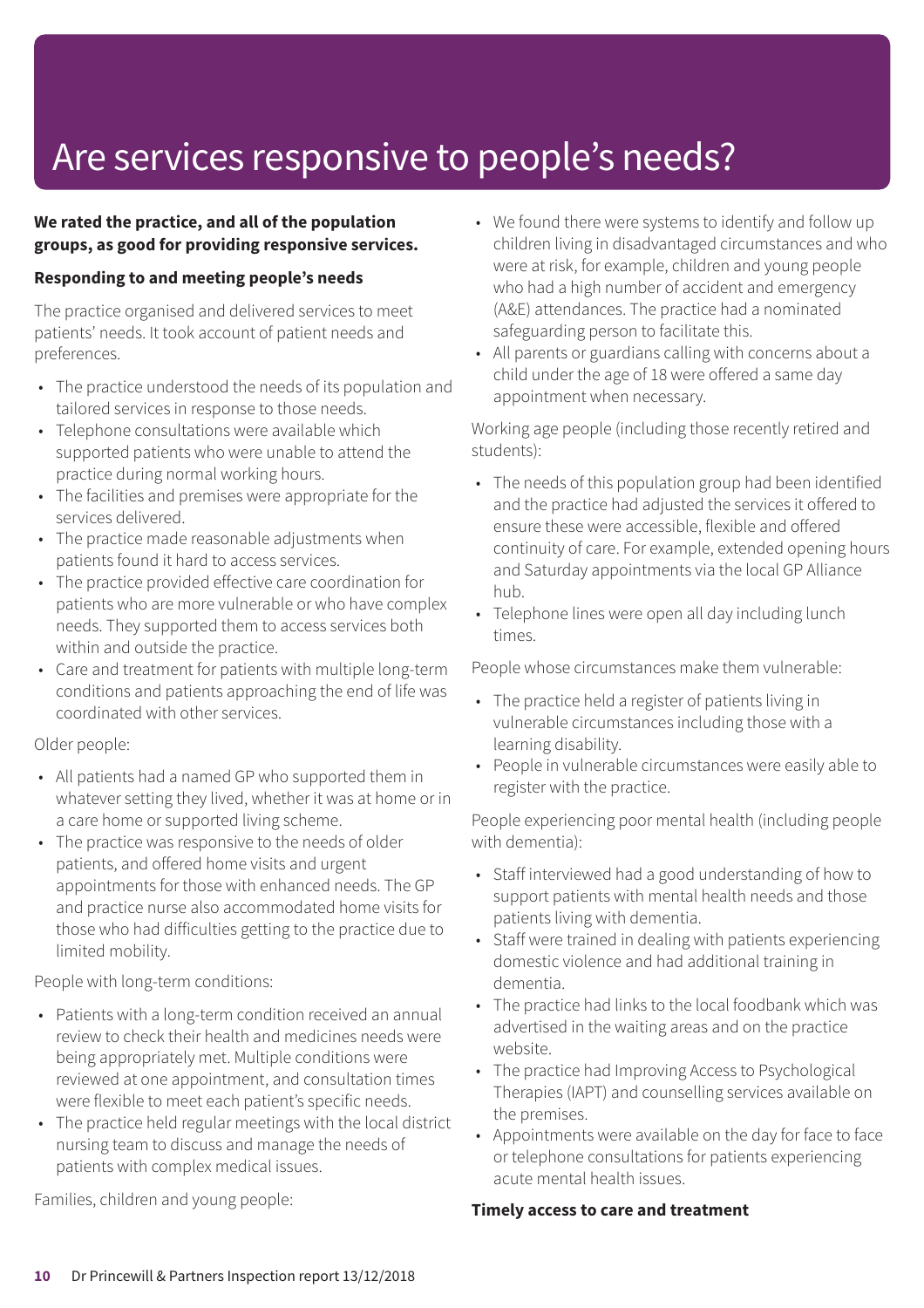# Are services responsive to people's needs?

**We rated the practice, and all of the population groups, as good for providing responsive services.**

**Responding to and meeting people's needs**

The practice organised and delivered services to meet patients' needs. It took account of patient needs and preferences.

- The practice understood the needs of its population and tailored services in response to those needs.
- Telephone consultations were available which supported patients who were unable to attend the practice during normal working hours.
- The facilities and premises were appropriate for the services delivered.
- The practice made reasonable adjustments when patients found it hard to access services.
- The practice provided effective care coordination for patients who are more vulnerable or who have complex needs. They supported them to access services both within and outside the practice.
- Care and treatment for patients with multiple long-term conditions and patients approaching the end of life was coordinated with other services.

Older people:

- All patients had a named GP who supported them in whatever setting they lived, whether it was at home or in a care home or supported living scheme.
- The practice was responsive to the needs of older patients, and offered home visits and urgent appointments for those with enhanced needs. The GP and practice nurse also accommodated home visits for those who had difficulties getting to the practice due to limited mobility.

People with long-term conditions:

- Patients with a long-term condition received an annual review to check their health and medicines needs were being appropriately met. Multiple conditions were reviewed at one appointment, and consultation times were flexible to meet each patient's specific needs.
- The practice held regular meetings with the local district nursing team to discuss and manage the needs of patients with complex medical issues.

Families, children and young people:

- We found there were systems to identify and follow up children living in disadvantaged circumstances and who were at risk, for example, children and young people who had a high number of accident and emergency (A&E) attendances. The practice had a nominated safeguarding person to facilitate this.
- All parents or guardians calling with concerns about a child under the age of 18 were offered a same day appointment when necessary.

Working age people (including those recently retired and students):

- The needs of this population group had been identified and the practice had adjusted the services it offered to ensure these were accessible, flexible and offered continuity of care. For example, extended opening hours and Saturday appointments via the local GP Alliance hub.
- Telephone lines were open all day including lunch times.

People whose circumstances make them vulnerable:

- The practice held a register of patients living in vulnerable circumstances including those with a learning disability.
- People in vulnerable circumstances were easily able to register with the practice.

People experiencing poor mental health (including people with dementia):

- Staff interviewed had a good understanding of how to support patients with mental health needs and those patients living with dementia.
- Staff were trained in dealing with patients experiencing domestic violence and had additional training in dementia.
- The practice had links to the local foodbank which was advertised in the waiting areas and on the practice website.
- The practice had Improving Access to Psychological Therapies (IAPT) and counselling services available on the premises.
- Appointments were available on the day for face to face or telephone consultations for patients experiencing acute mental health issues.

**Timely access to care and treatment**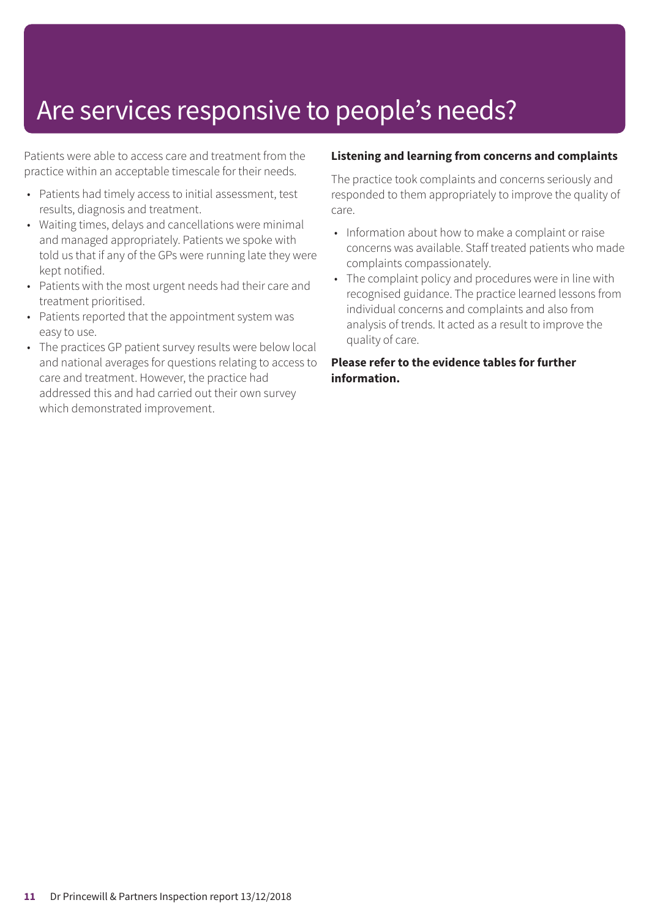# Are services responsive to people's needs?

Patients were able to access care and treatment from the practice within an acceptable timescale for their needs.

- Patients had timely access to initial assessment, test results, diagnosis and treatment.
- Waiting times, delays and cancellations were minimal and managed appropriately. Patients we spoke with told us that if any of the GPs were running late they were kept notified.
- Patients with the most urgent needs had their care and treatment prioritised.
- Patients reported that the appointment system was easy to use.
- The practices GP patient survey results were below local and national averages for questions relating to access to care and treatment. However, the practice had addressed this and had carried out their own survey which demonstrated improvement.

**Listening and learning from concerns and complaints**

The practice took complaints and concerns seriously and responded to them appropriately to improve the quality of care.

- Information about how to make a complaint or raise concerns was available. Staff treated patients who made complaints compassionately.
- The complaint policy and procedures were in line with recognised guidance. The practice learned lessons from individual concerns and complaints and also from analysis of trends. It acted as a result to improve the quality of care.

**Please refer to the evidence tables for further information.**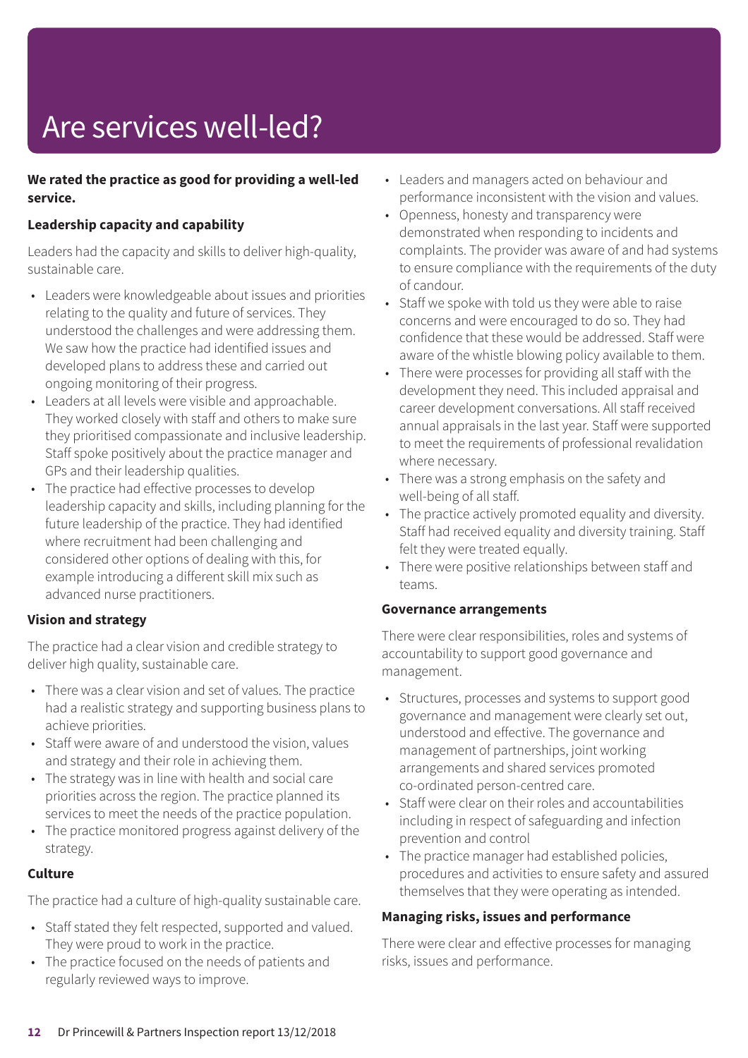# Are services well-led?

**We rated the practice as good for providing a well-led service.**

**Leadership capacity and capability**

Leaders had the capacity and skills to deliver high-quality, sustainable care.

- Leaders were knowledgeable about issues and priorities relating to the quality and future of services. They understood the challenges and were addressing them. We saw how the practice had identified issues and developed plans to address these and carried out ongoing monitoring of their progress.
- Leaders at all levels were visible and approachable. They worked closely with staff and others to make sure they prioritised compassionate and inclusive leadership. Staff spoke positively about the practice manager and GPs and their leadership qualities.
- The practice had effective processes to develop leadership capacity and skills, including planning for the future leadership of the practice. They had identified where recruitment had been challenging and considered other options of dealing with this, for example introducing a different skill mix such as advanced nurse practitioners.

**Vision and strategy**

The practice had a clear vision and credible strategy to deliver high quality, sustainable care.

- There was a clear vision and set of values. The practice had a realistic strategy and supporting business plans to achieve priorities.
- Staff were aware of and understood the vision, values and strategy and their role in achieving them.
- The strategy was in line with health and social care priorities across the region. The practice planned its services to meet the needs of the practice population.
- The practice monitored progress against delivery of the strategy.

**Culture**

The practice had a culture of high-quality sustainable care.

- Staff stated they felt respected, supported and valued. They were proud to work in the practice.
- The practice focused on the needs of patients and regularly reviewed ways to improve.
- Leaders and managers acted on behaviour and performance inconsistent with the vision and values.
- Openness, honesty and transparency were demonstrated when responding to incidents and complaints. The provider was aware of and had systems to ensure compliance with the requirements of the duty of candour.
- Staff we spoke with told us they were able to raise concerns and were encouraged to do so. They had confidence that these would be addressed. Staff were aware of the whistle blowing policy available to them.
- There were processes for providing all staff with the development they need. This included appraisal and career development conversations. All staff received annual appraisals in the last year. Staff were supported to meet the requirements of professional revalidation where necessary.
- There was a strong emphasis on the safety and well-being of all staff.
- The practice actively promoted equality and diversity. Staff had received equality and diversity training. Staff felt they were treated equally.
- There were positive relationships between staff and teams.

**Governance arrangements**

There were clear responsibilities, roles and systems of accountability to support good governance and management.

- Structures, processes and systems to support good governance and management were clearly set out, understood and effective. The governance and management of partnerships, joint working arrangements and shared services promoted co-ordinated person-centred care.
- Staff were clear on their roles and accountabilities including in respect of safeguarding and infection prevention and control
- The practice manager had established policies, procedures and activities to ensure safety and assured themselves that they were operating as intended.

**Managing risks, issues and performance**

There were clear and effective processes for managing risks, issues and performance.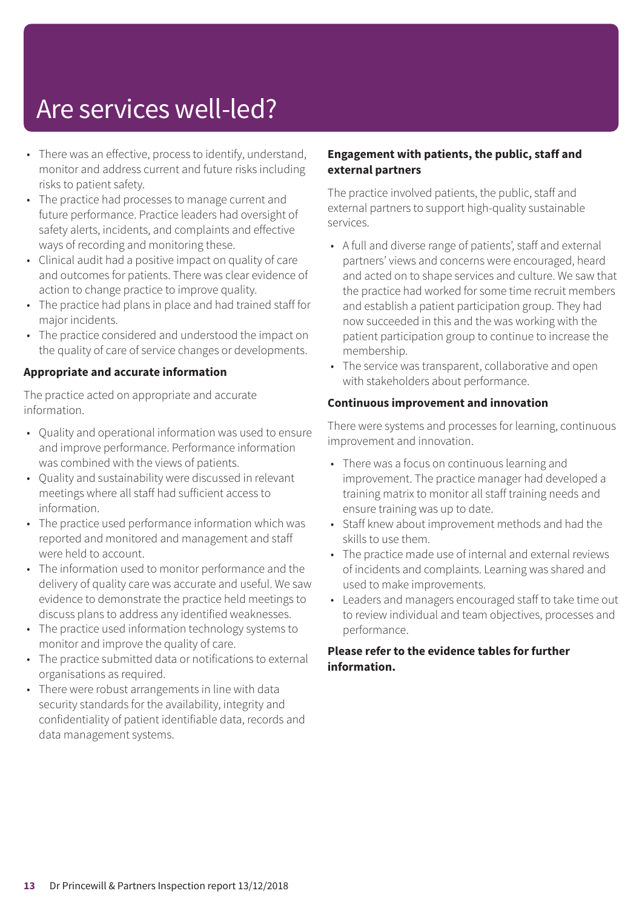# Are services well-led?

- There was an effective, process to identify, understand, monitor and address current and future risks including risks to patient safety.
- The practice had processes to manage current and future performance. Practice leaders had oversight of safety alerts, incidents, and complaints and effective ways of recording and monitoring these.
- Clinical audit had a positive impact on quality of care and outcomes for patients. There was clear evidence of action to change practice to improve quality.
- The practice had plans in place and had trained staff for major incidents.
- The practice considered and understood the impact on the quality of care of service changes or developments.

**Appropriate and accurate information**

The practice acted on appropriate and accurate information.

- Quality and operational information was used to ensure and improve performance. Performance information was combined with the views of patients.
- Quality and sustainability were discussed in relevant meetings where all staff had sufficient access to information.
- The practice used performance information which was reported and monitored and management and staff were held to account.
- The information used to monitor performance and the delivery of quality care was accurate and useful. We saw evidence to demonstrate the practice held meetings to discuss plans to address any identified weaknesses.
- The practice used information technology systems to monitor and improve the quality of care.
- The practice submitted data or notifications to external organisations as required.
- There were robust arrangements in line with data security standards for the availability, integrity and confidentiality of patient identifiable data, records and data management systems.

**Engagement with patients, the public, staff and external partners**

The practice involved patients, the public, staff and external partners to support high-quality sustainable services.

- A full and diverse range of patients', staff and external partners' views and concerns were encouraged, heard and acted on to shape services and culture. We saw that the practice had worked for some time recruit members and establish a patient participation group. They had now succeeded in this and the was working with the patient participation group to continue to increase the membership.
- The service was transparent, collaborative and open with stakeholders about performance.

**Continuous improvement and innovation**

There were systems and processes for learning, continuous improvement and innovation.

- There was a focus on continuous learning and improvement. The practice manager had developed a training matrix to monitor all staff training needs and ensure training was up to date.
- Staff knew about improvement methods and had the skills to use them.
- The practice made use of internal and external reviews of incidents and complaints. Learning was shared and used to make improvements.
- Leaders and managers encouraged staff to take time out to review individual and team objectives, processes and performance.

**Please refer to the evidence tables for further information.**